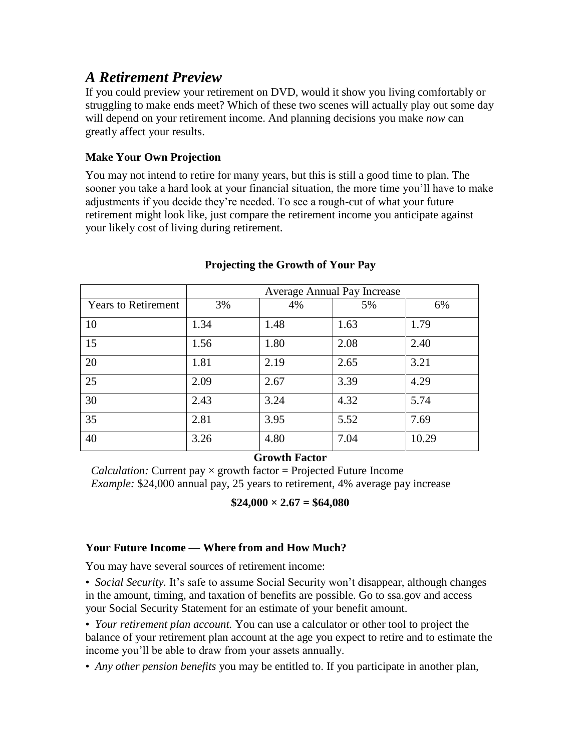## *A Retirement Preview*

If you could preview your retirement on DVD, would it show you living comfortably or struggling to make ends meet? Which of these two scenes will actually play out some day will depend on your retirement income. And planning decisions you make *now* can greatly affect your results.

### Make Your Own Projection

You may not intend to retire for many years, but this is still a good time to plan. The sooner you take a hard look at your financial situation, the more time you'll have to make adjustments if you decide they're needed. To see a rough-cut of what your future retirement might look like, just compare the retirement income you anticipate against your likely cost of living during retirement.

**Projecting the Growth of Your Pay**

| | Average Annual Pay Increase | | | |
|---|---|---|---|---|
| Years to Retirement | 3% | 4% | 5% | 6% |
| 10 | 1.34 | 1.48 | 1.63 | 1.79 |
| 15 | 1.56 | 1.80 | 2.08 | 2.40 |
| 20 | 1.81 | 2.19 | 2.65 | 3.21 |
| 25 | 2.09 | 2.67 | 3.39 | 4.29 |
| 30 | 2.43 | 3.24 | 4.32 | 5.74 |
| 35 | 2.81 | 3.95 | 5.52 | 7.69 |
| 40 | 3.26 | 4.80 | 7.04 | 10.29 |

**Growth Factor**

*Calculation:* Current pay × growth factor = Projected Future Income
*Example:* $24,000 annual pay, 25 years to retirement, 4% average pay increase

**$24,000 × 2.67 = $64,080**

### Your Future Income — Where from and How Much?

You may have several sources of retirement income:

- *Social Security.* It's safe to assume Social Security won't disappear, although changes in the amount, timing, and taxation of benefits are possible. Go to ssa.gov and access your Social Security Statement for an estimate of your benefit amount.
- *Your retirement plan account.* You can use a calculator or other tool to project the balance of your retirement plan account at the age you expect to retire and to estimate the income you'll be able to draw from your assets annually.
- *Any other pension benefits* you may be entitled to. If you participate in another plan,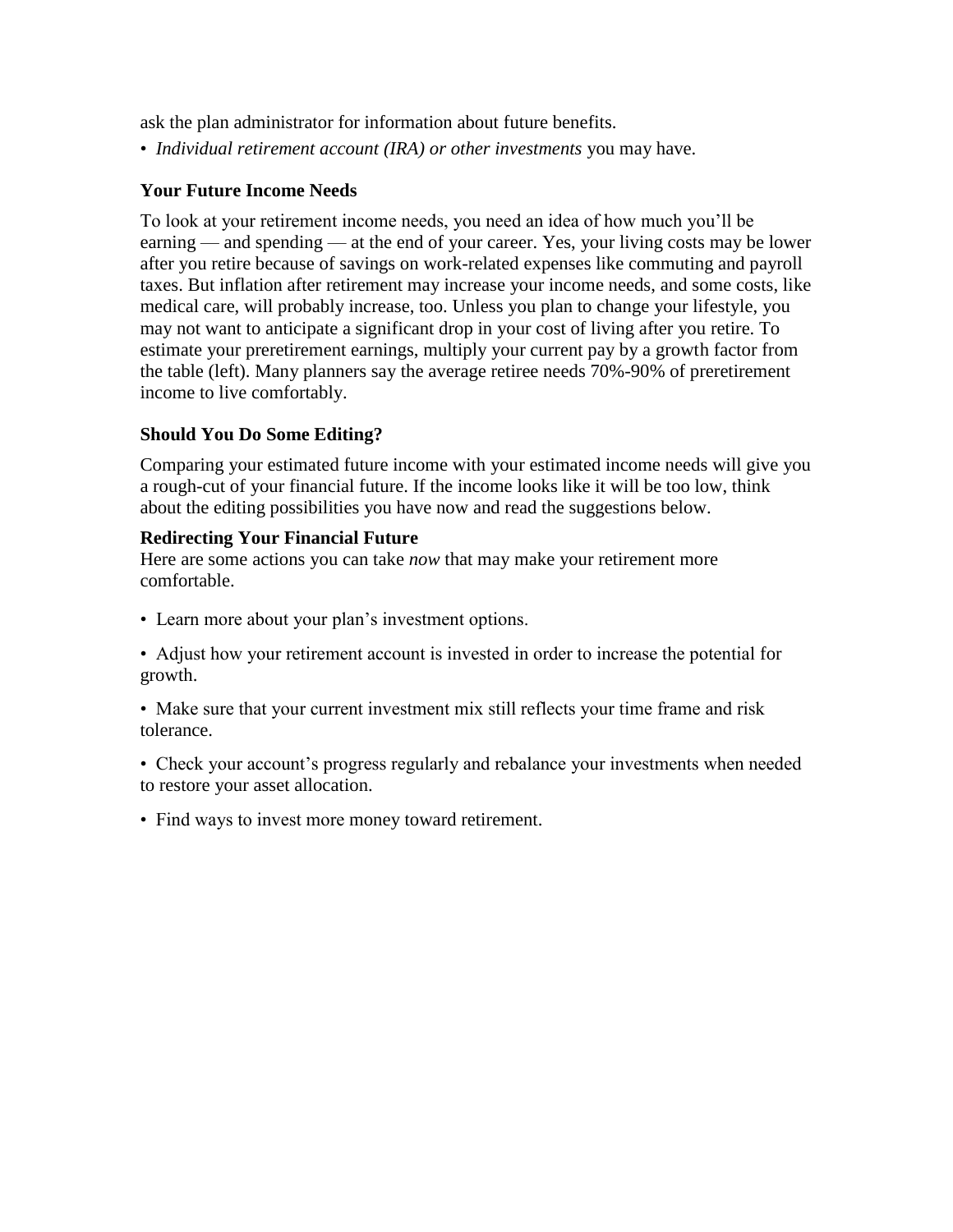ask the plan administrator for information about future benefits.

- *Individual retirement account (IRA) or other investments* you may have.

### Your Future Income Needs

To look at your retirement income needs, you need an idea of how much you'll be earning — and spending — at the end of your career. Yes, your living costs may be lower after you retire because of savings on work-related expenses like commuting and payroll taxes. But inflation after retirement may increase your income needs, and some costs, like medical care, will probably increase, too. Unless you plan to change your lifestyle, you may not want to anticipate a significant drop in your cost of living after you retire. To estimate your preretirement earnings, multiply your current pay by a growth factor from the table (left). Many planners say the average retiree needs 70%-90% of preretirement income to live comfortably.

### Should You Do Some Editing?

Comparing your estimated future income with your estimated income needs will give you a rough-cut of your financial future. If the income looks like it will be too low, think about the editing possibilities you have now and read the suggestions below.

### Redirecting Your Financial Future

Here are some actions you can take *now* that may make your retirement more comfortable.

- Learn more about your plan's investment options.
- Adjust how your retirement account is invested in order to increase the potential for growth.
- Make sure that your current investment mix still reflects your time frame and risk tolerance.
- Check your account's progress regularly and rebalance your investments when needed to restore your asset allocation.
- Find ways to invest more money toward retirement.